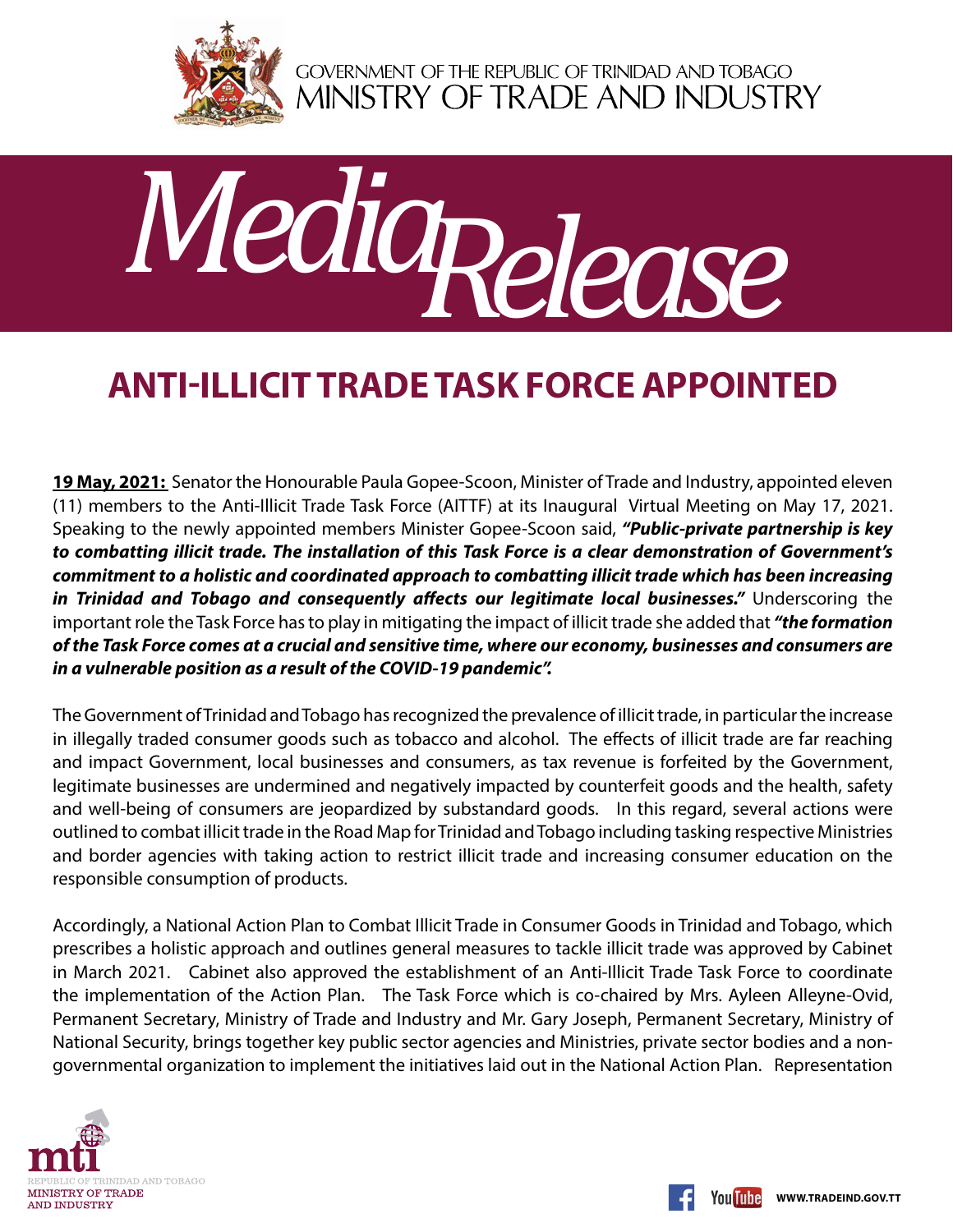GOVERNMENT OF THE REPUBLIC OF TRINIDAD AND TOBAGO
MINISTRY OF TRADE AND INDUSTRY

# Media Release

## ANTI-ILLICIT TRADE TASK FORCE APPOINTED

**19 May, 2021:** Senator the Honourable Paula Gopee-Scoon, Minister of Trade and Industry, appointed eleven (11) members to the Anti-Illicit Trade Task Force (AITTF) at its Inaugural Virtual Meeting on May 17, 2021. Speaking to the newly appointed members Minister Gopee-Scoon said, ***"Public-private partnership is key to combatting illicit trade. The installation of this Task Force is a clear demonstration of Government's commitment to a holistic and coordinated approach to combatting illicit trade which has been increasing in Trinidad and Tobago and consequently affects our legitimate local businesses."*** Underscoring the important role the Task Force has to play in mitigating the impact of illicit trade she added that ***"the formation of the Task Force comes at a crucial and sensitive time, where our economy, businesses and consumers are in a vulnerable position as a result of the COVID-19 pandemic".***

The Government of Trinidad and Tobago has recognized the prevalence of illicit trade, in particular the increase in illegally traded consumer goods such as tobacco and alcohol. The effects of illicit trade are far reaching and impact Government, local businesses and consumers, as tax revenue is forfeited by the Government, legitimate businesses are undermined and negatively impacted by counterfeit goods and the health, safety and well-being of consumers are jeopardized by substandard goods. In this regard, several actions were outlined to combat illicit trade in the Road Map for Trinidad and Tobago including tasking respective Ministries and border agencies with taking action to restrict illicit trade and increasing consumer education on the responsible consumption of products.

Accordingly, a National Action Plan to Combat Illicit Trade in Consumer Goods in Trinidad and Tobago, which prescribes a holistic approach and outlines general measures to tackle illicit trade was approved by Cabinet in March 2021. Cabinet also approved the establishment of an Anti-Illicit Trade Task Force to coordinate the implementation of the Action Plan. The Task Force which is co-chaired by Mrs. Ayleen Alleyne-Ovid, Permanent Secretary, Ministry of Trade and Industry and Mr. Gary Joseph, Permanent Secretary, Ministry of National Security, brings together key public sector agencies and Ministries, private sector bodies and a non-governmental organization to implement the initiatives laid out in the National Action Plan. Representation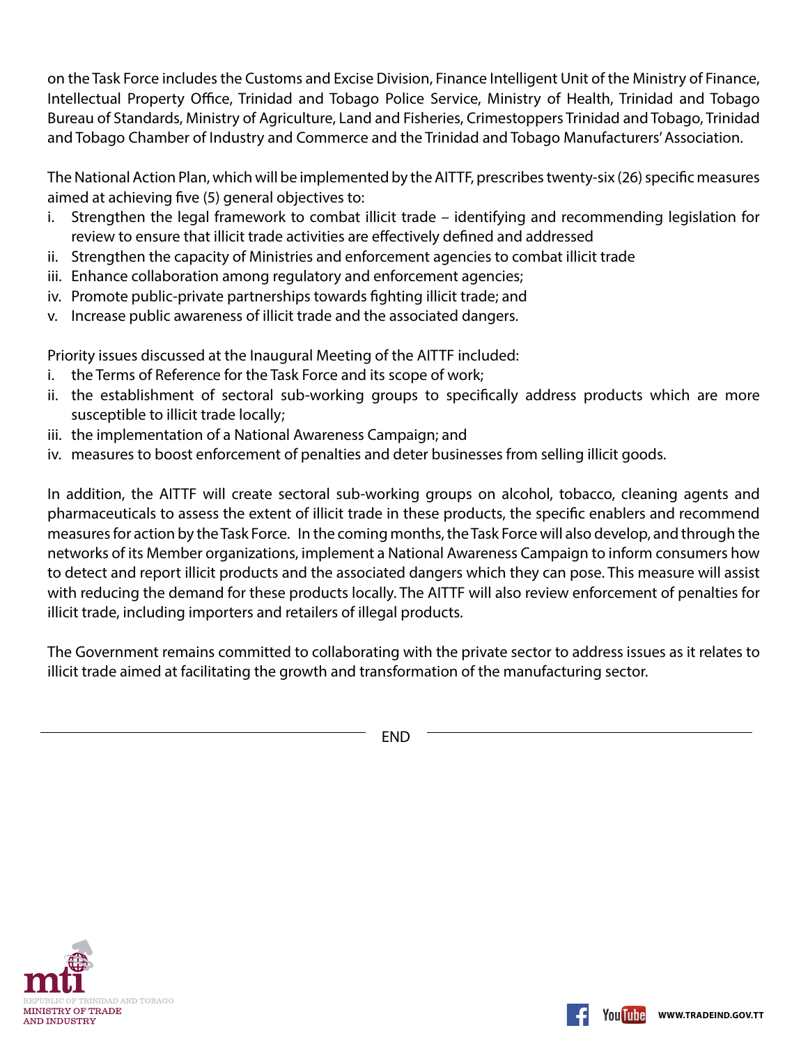on the Task Force includes the Customs and Excise Division, Finance Intelligent Unit of the Ministry of Finance, Intellectual Property Office, Trinidad and Tobago Police Service, Ministry of Health, Trinidad and Tobago Bureau of Standards, Ministry of Agriculture, Land and Fisheries, Crimestoppers Trinidad and Tobago, Trinidad and Tobago Chamber of Industry and Commerce and the Trinidad and Tobago Manufacturers' Association.

The National Action Plan, which will be implemented by the AITTF, prescribes twenty-six (26) specific measures aimed at achieving five (5) general objectives to:

i. Strengthen the legal framework to combat illicit trade – identifying and recommending legislation for review to ensure that illicit trade activities are effectively defined and addressed
ii. Strengthen the capacity of Ministries and enforcement agencies to combat illicit trade
iii. Enhance collaboration among regulatory and enforcement agencies;
iv. Promote public-private partnerships towards fighting illicit trade; and
v. Increase public awareness of illicit trade and the associated dangers.

Priority issues discussed at the Inaugural Meeting of the AITTF included:

i. the Terms of Reference for the Task Force and its scope of work;
ii. the establishment of sectoral sub-working groups to specifically address products which are more susceptible to illicit trade locally;
iii. the implementation of a National Awareness Campaign; and
iv. measures to boost enforcement of penalties and deter businesses from selling illicit goods.

In addition, the AITTF will create sectoral sub-working groups on alcohol, tobacco, cleaning agents and pharmaceuticals to assess the extent of illicit trade in these products, the specific enablers and recommend measures for action by the Task Force. In the coming months, the Task Force will also develop, and through the networks of its Member organizations, implement a National Awareness Campaign to inform consumers how to detect and report illicit products and the associated dangers which they can pose. This measure will assist with reducing the demand for these products locally. The AITTF will also review enforcement of penalties for illicit trade, including importers and retailers of illegal products.

The Government remains committed to collaborating with the private sector to address issues as it relates to illicit trade aimed at facilitating the growth and transformation of the manufacturing sector.

END